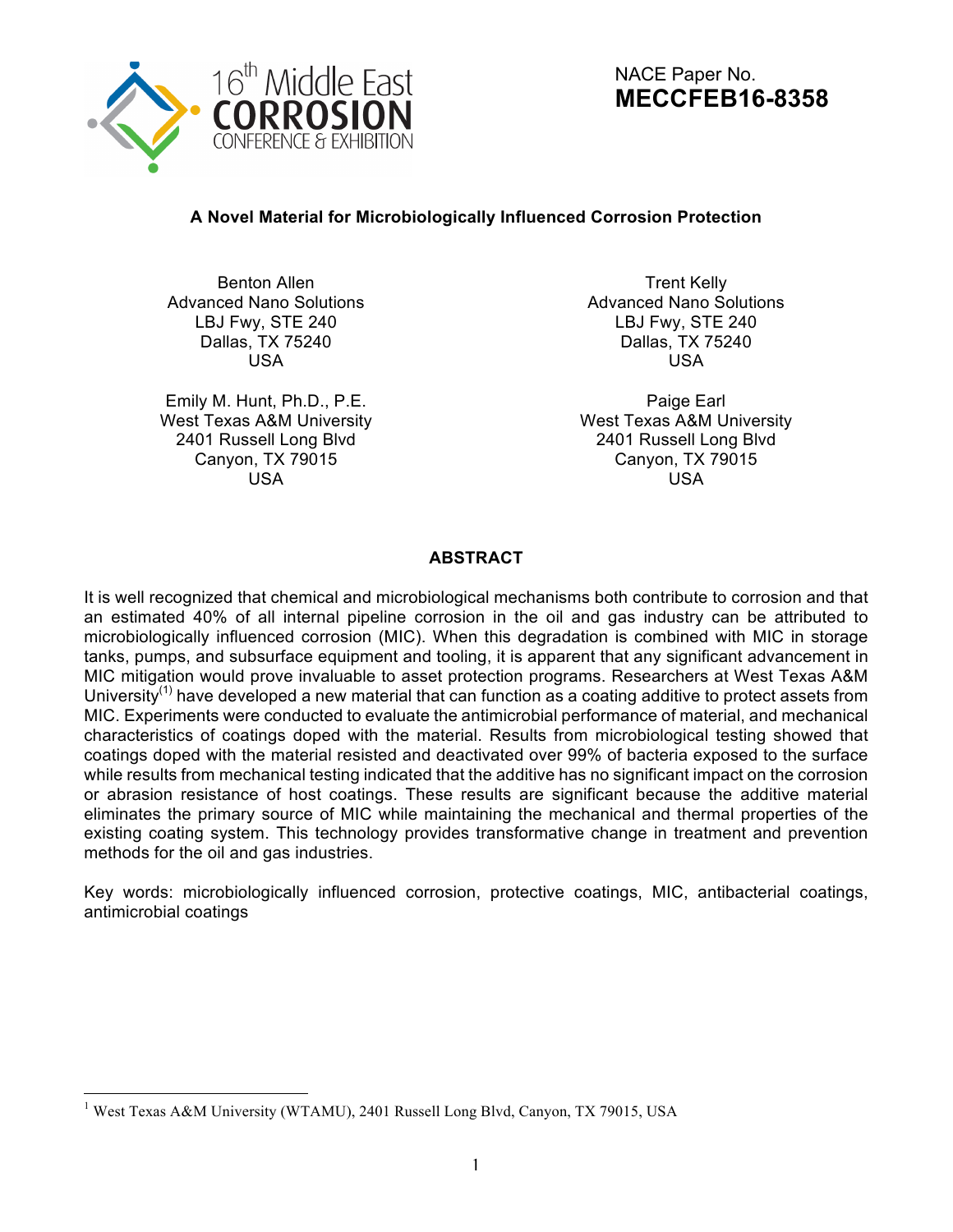NACE Paper No.
**MECCFEB16-8358**

## A Novel Material for Microbiologically Influenced Corrosion Protection

Benton Allen
Advanced Nano Solutions
LBJ Fwy, STE 240
Dallas, TX 75240
USA

Trent Kelly
Advanced Nano Solutions
LBJ Fwy, STE 240
Dallas, TX 75240
USA

Emily M. Hunt, Ph.D., P.E.
West Texas A&M University
2401 Russell Long Blvd
Canyon, TX 79015
USA

Paige Earl
West Texas A&M University
2401 Russell Long Blvd
Canyon, TX 79015
USA

## ABSTRACT

It is well recognized that chemical and microbiological mechanisms both contribute to corrosion and that an estimated 40% of all internal pipeline corrosion in the oil and gas industry can be attributed to microbiologically influenced corrosion (MIC). When this degradation is combined with MIC in storage tanks, pumps, and subsurface equipment and tooling, it is apparent that any significant advancement in MIC mitigation would prove invaluable to asset protection programs. Researchers at West Texas A&M University[1] have developed a new material that can function as a coating additive to protect assets from MIC. Experiments were conducted to evaluate the antimicrobial performance of material, and mechanical characteristics of coatings doped with the material. Results from microbiological testing showed that coatings doped with the material resisted and deactivated over 99% of bacteria exposed to the surface while results from mechanical testing indicated that the additive has no significant impact on the corrosion or abrasion resistance of host coatings. These results are significant because the additive material eliminates the primary source of MIC while maintaining the mechanical and thermal properties of the existing coating system. This technology provides transformative change in treatment and prevention methods for the oil and gas industries.

Key words: microbiologically influenced corrosion, protective coatings, MIC, antibacterial coatings, antimicrobial coatings

---

[1] West Texas A&M University (WTAMU), 2401 Russell Long Blvd, Canyon, TX 79015, USA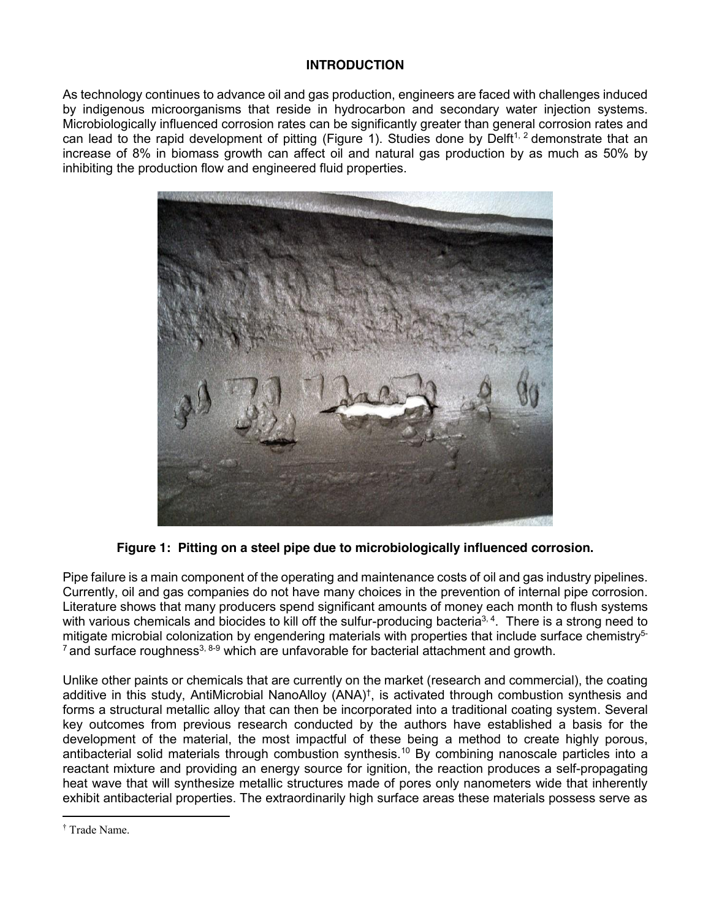## INTRODUCTION

As technology continues to advance oil and gas production, engineers are faced with challenges induced by indigenous microorganisms that reside in hydrocarbon and secondary water injection systems. Microbiologically influenced corrosion rates can be significantly greater than general corrosion rates and can lead to the rapid development of pitting (Figure 1). Studies done by Delft[1, 2] demonstrate that an increase of 8% in biomass growth can affect oil and natural gas production by as much as 50% by inhibiting the production flow and engineered fluid properties.

**Figure 1: Pitting on a steel pipe due to microbiologically influenced corrosion.**

Pipe failure is a main component of the operating and maintenance costs of oil and gas industry pipelines. Currently, oil and gas companies do not have many choices in the prevention of internal pipe corrosion. Literature shows that many producers spend significant amounts of money each month to flush systems with various chemicals and biocides to kill off the sulfur-producing bacteria[3, 4]. There is a strong need to mitigate microbial colonization by engendering materials with properties that include surface chemistry[5-7] and surface roughness[3, 8-9] which are unfavorable for bacterial attachment and growth.

Unlike other paints or chemicals that are currently on the market (research and commercial), the coating additive in this study, AntiMicrobial NanoAlloy (ANA)[†], is activated through combustion synthesis and forms a structural metallic alloy that can then be incorporated into a traditional coating system. Several key outcomes from previous research conducted by the authors have established a basis for the development of the material, the most impactful of these being a method to create highly porous, antibacterial solid materials through combustion synthesis.[10] By combining nanoscale particles into a reactant mixture and providing an energy source for ignition, the reaction produces a self-propagating heat wave that will synthesize metallic structures made of pores only nanometers wide that inherently exhibit antibacterial properties. The extraordinarily high surface areas these materials possess serve as

[†] Trade Name.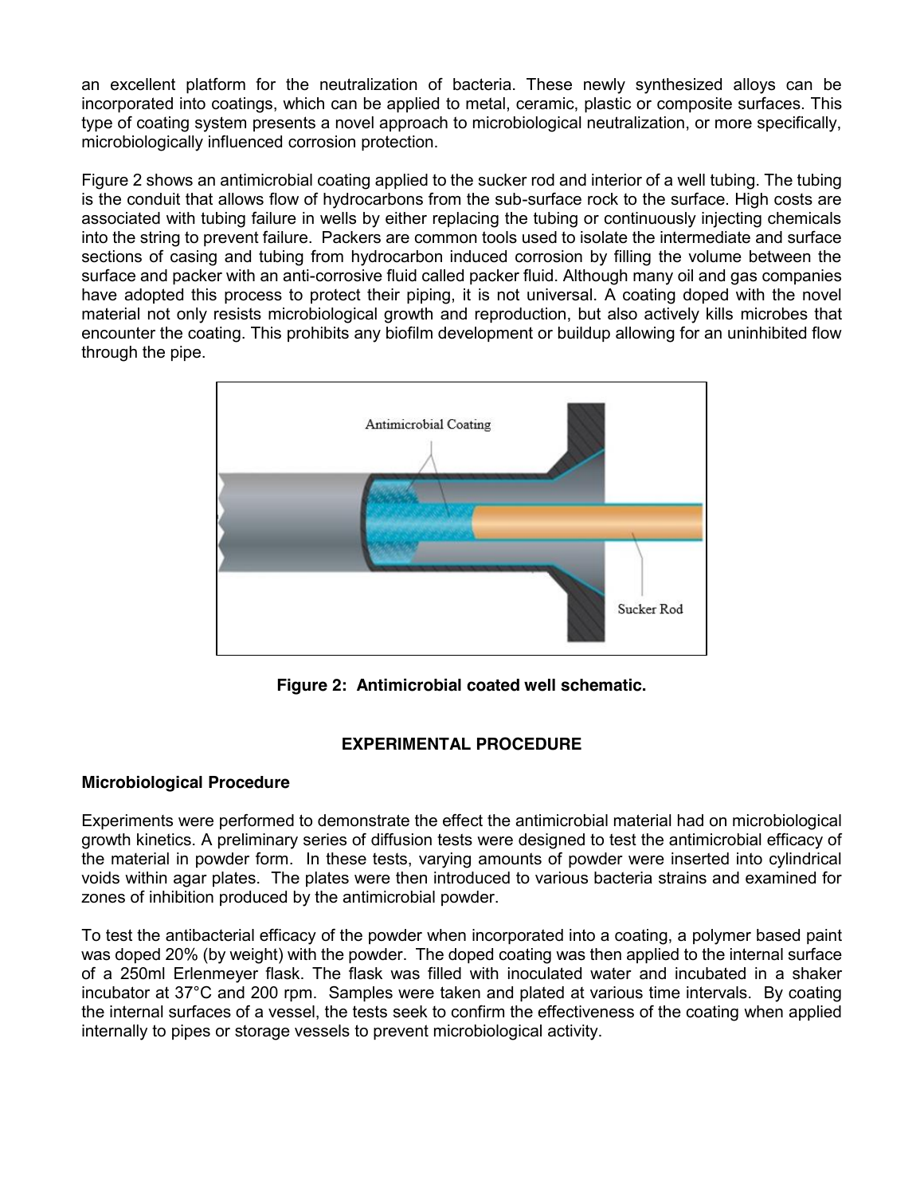an excellent platform for the neutralization of bacteria. These newly synthesized alloys can be incorporated into coatings, which can be applied to metal, ceramic, plastic or composite surfaces. This type of coating system presents a novel approach to microbiological neutralization, or more specifically, microbiologically influenced corrosion protection.

Figure 2 shows an antimicrobial coating applied to the sucker rod and interior of a well tubing. The tubing is the conduit that allows flow of hydrocarbons from the sub-surface rock to the surface. High costs are associated with tubing failure in wells by either replacing the tubing or continuously injecting chemicals into the string to prevent failure. Packers are common tools used to isolate the intermediate and surface sections of casing and tubing from hydrocarbon induced corrosion by filling the volume between the surface and packer with an anti-corrosive fluid called packer fluid. Although many oil and gas companies have adopted this process to protect their piping, it is not universal. A coating doped with the novel material not only resists microbiological growth and reproduction, but also actively kills microbes that encounter the coating. This prohibits any biofilm development or buildup allowing for an uninhibited flow through the pipe.

**Figure 2: Antimicrobial coated well schematic.**

## EXPERIMENTAL PROCEDURE

### Microbiological Procedure

Experiments were performed to demonstrate the effect the antimicrobial material had on microbiological growth kinetics. A preliminary series of diffusion tests were designed to test the antimicrobial efficacy of the material in powder form. In these tests, varying amounts of powder were inserted into cylindrical voids within agar plates. The plates were then introduced to various bacteria strains and examined for zones of inhibition produced by the antimicrobial powder.

To test the antibacterial efficacy of the powder when incorporated into a coating, a polymer based paint was doped 20% (by weight) with the powder. The doped coating was then applied to the internal surface of a 250ml Erlenmeyer flask. The flask was filled with inoculated water and incubated in a shaker incubator at 37°C and 200 rpm. Samples were taken and plated at various time intervals. By coating the internal surfaces of a vessel, the tests seek to confirm the effectiveness of the coating when applied internally to pipes or storage vessels to prevent microbiological activity.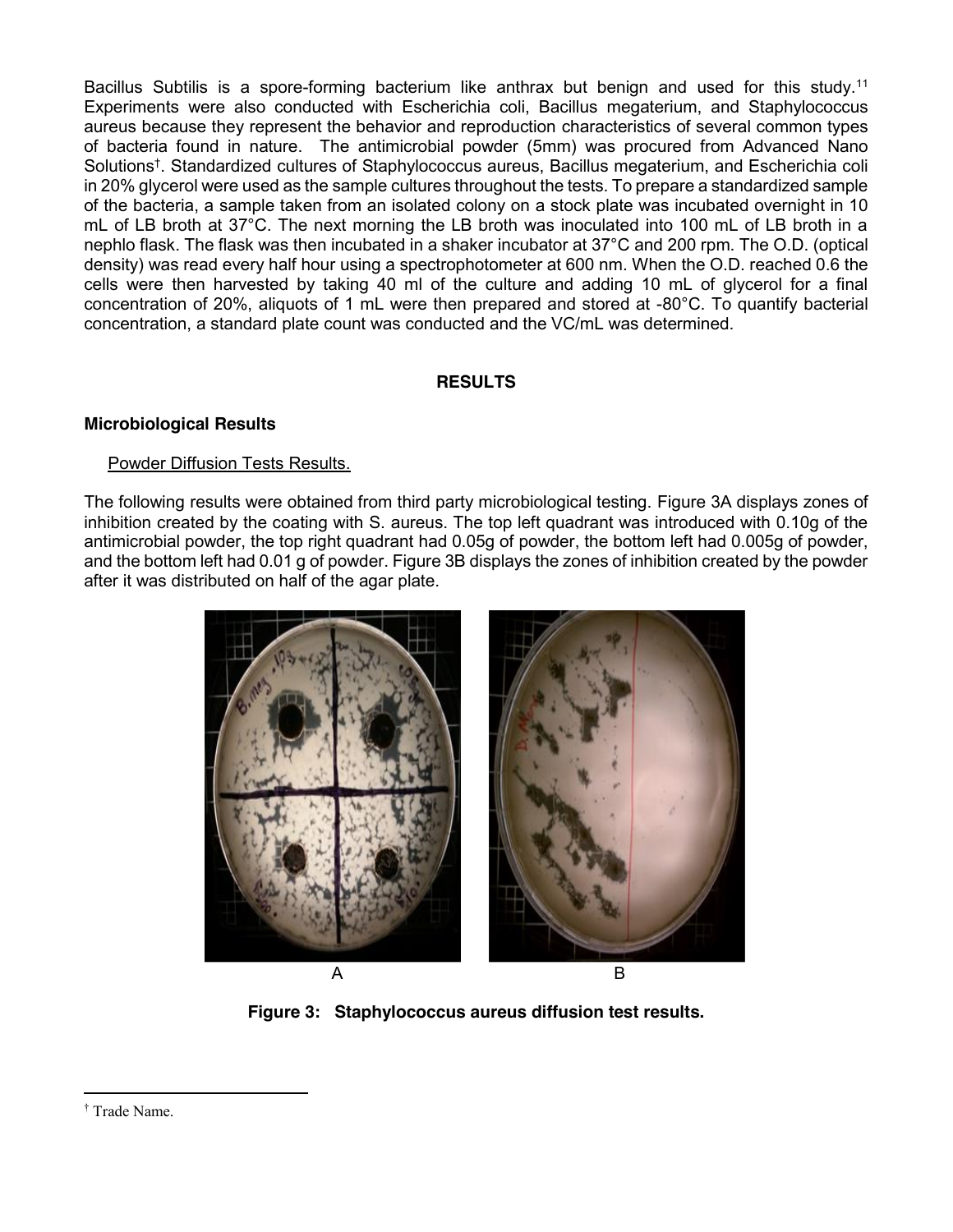Bacillus Subtilis is a spore-forming bacterium like anthrax but benign and used for this study.[11] Experiments were also conducted with Escherichia coli, Bacillus megaterium, and Staphylococcus aureus because they represent the behavior and reproduction characteristics of several common types of bacteria found in nature. The antimicrobial powder (5mm) was procured from Advanced Nano Solutions†. Standardized cultures of Staphylococcus aureus, Bacillus megaterium, and Escherichia coli in 20% glycerol were used as the sample cultures throughout the tests. To prepare a standardized sample of the bacteria, a sample taken from an isolated colony on a stock plate was incubated overnight in 10 mL of LB broth at 37°C. The next morning the LB broth was inoculated into 100 mL of LB broth in a nephlo flask. The flask was then incubated in a shaker incubator at 37°C and 200 rpm. The O.D. (optical density) was read every half hour using a spectrophotometer at 600 nm. When the O.D. reached 0.6 the cells were then harvested by taking 40 ml of the culture and adding 10 mL of glycerol for a final concentration of 20%, aliquots of 1 mL were then prepared and stored at -80°C. To quantify bacterial concentration, a standard plate count was conducted and the VC/mL was determined.

## RESULTS

### Microbiological Results

Powder Diffusion Tests Results.

The following results were obtained from third party microbiological testing. Figure 3A displays zones of inhibition created by the coating with S. aureus. The top left quadrant was introduced with 0.10g of the antimicrobial powder, the top right quadrant had 0.05g of powder, the bottom left had 0.005g of powder, and the bottom left had 0.01 g of powder. Figure 3B displays the zones of inhibition created by the powder after it was distributed on half of the agar plate.

A B

**Figure 3: Staphylococcus aureus diffusion test results.**

† Trade Name.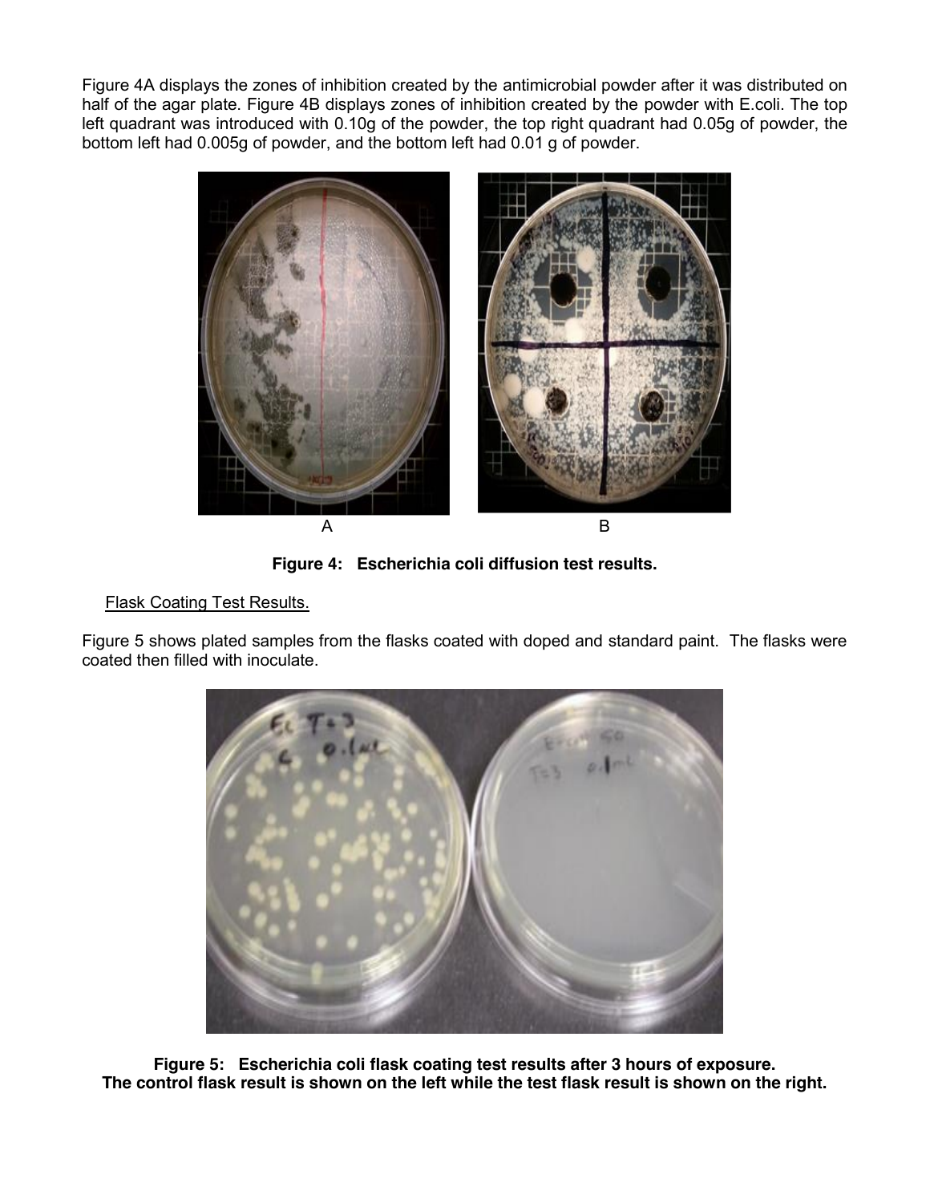Figure 4A displays the zones of inhibition created by the antimicrobial powder after it was distributed on half of the agar plate. Figure 4B displays zones of inhibition created by the powder with E.coli. The top left quadrant was introduced with 0.10g of the powder, the top right quadrant had 0.05g of powder, the bottom left had 0.005g of powder, and the bottom left had 0.01 g of powder.

A

B

**Figure 4: Escherichia coli diffusion test results.**

Flask Coating Test Results.

Figure 5 shows plated samples from the flasks coated with doped and standard paint. The flasks were coated then filled with inoculate.

**Figure 5: Escherichia coli flask coating test results after 3 hours of exposure.**
**The control flask result is shown on the left while the test flask result is shown on the right.**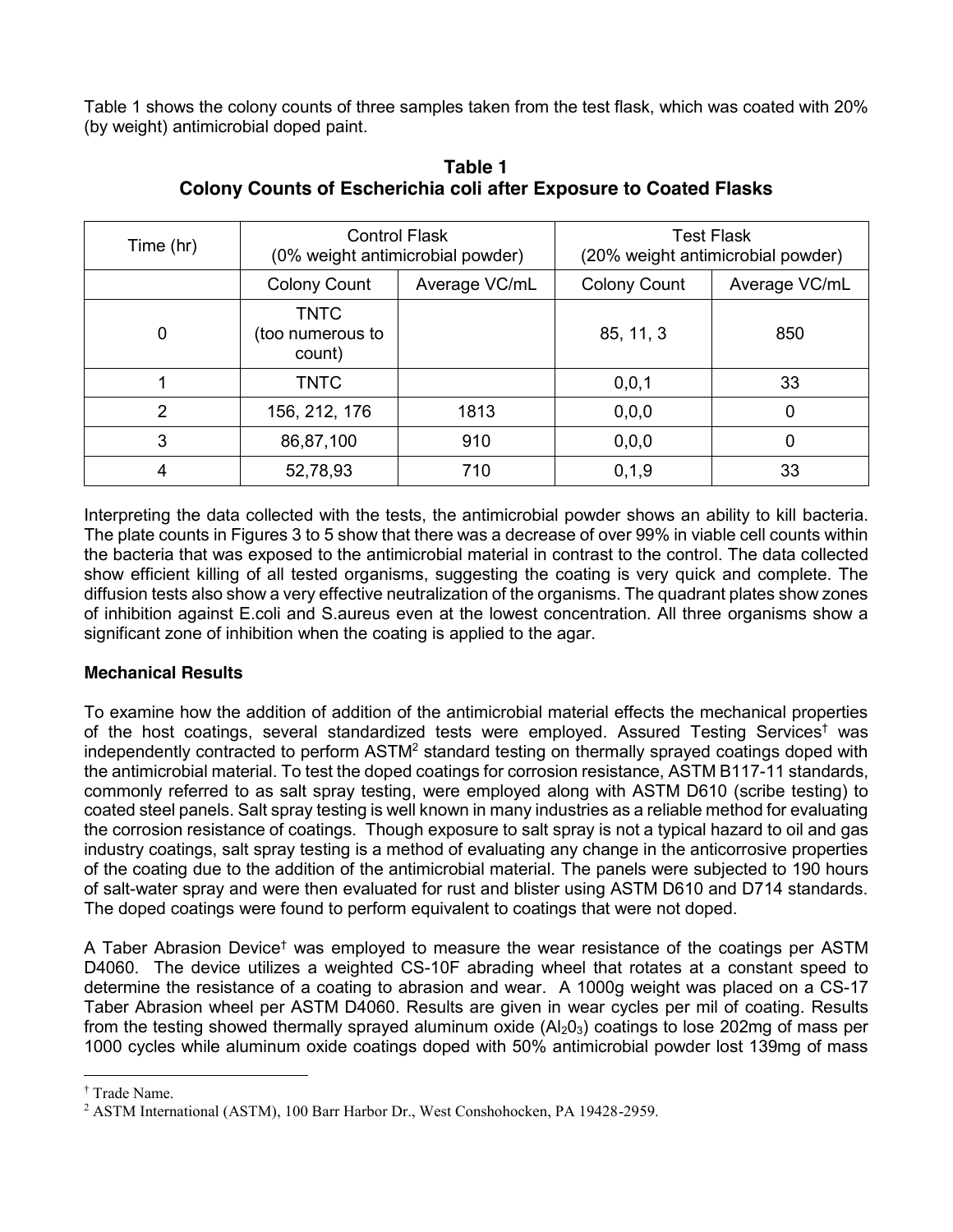Table 1 shows the colony counts of three samples taken from the test flask, which was coated with 20% (by weight) antimicrobial doped paint.

**Table 1**
**Colony Counts of Escherichia coli after Exposure to Coated Flasks**

| Time (hr) | Control Flask (0% weight antimicrobial powder) | | Test Flask (20% weight antimicrobial powder) | |
|---|---|---|---|---|
| | Colony Count | Average VC/mL | Colony Count | Average VC/mL |
| 0 | TNTC (too numerous to count) | | 85, 11, 3 | 850 |
| 1 | TNTC | | 0,0,1 | 33 |
| 2 | 156, 212, 176 | 1813 | 0,0,0 | 0 |
| 3 | 86,87,100 | 910 | 0,0,0 | 0 |
| 4 | 52,78,93 | 710 | 0,1,9 | 33 |

Interpreting the data collected with the tests, the antimicrobial powder shows an ability to kill bacteria. The plate counts in Figures 3 to 5 show that there was a decrease of over 99% in viable cell counts within the bacteria that was exposed to the antimicrobial material in contrast to the control. The data collected show efficient killing of all tested organisms, suggesting the coating is very quick and complete. The diffusion tests also show a very effective neutralization of the organisms. The quadrant plates show zones of inhibition against E.coli and S.aureus even at the lowest concentration. All three organisms show a significant zone of inhibition when the coating is applied to the agar.

**Mechanical Results**

To examine how the addition of addition of the antimicrobial material effects the mechanical properties of the host coatings, several standardized tests were employed. Assured Testing Services† was independently contracted to perform ASTM[2] standard testing on thermally sprayed coatings doped with the antimicrobial material. To test the doped coatings for corrosion resistance, ASTM B117-11 standards, commonly referred to as salt spray testing, were employed along with ASTM D610 (scribe testing) to coated steel panels. Salt spray testing is well known in many industries as a reliable method for evaluating the corrosion resistance of coatings. Though exposure to salt spray is not a typical hazard to oil and gas industry coatings, salt spray testing is a method of evaluating any change in the anticorrosive properties of the coating due to the addition of the antimicrobial material. The panels were subjected to 190 hours of salt-water spray and were then evaluated for rust and blister using ASTM D610 and D714 standards. The doped coatings were found to perform equivalent to coatings that were not doped.

A Taber Abrasion Device† was employed to measure the wear resistance of the coatings per ASTM D4060. The device utilizes a weighted CS-10F abrading wheel that rotates at a constant speed to determine the resistance of a coating to abrasion and wear. A 1000g weight was placed on a CS-17 Taber Abrasion wheel per ASTM D4060. Results are given in wear cycles per mil of coating. Results from the testing showed thermally sprayed aluminum oxide ($Al_2O_3$) coatings to lose 202mg of mass per 1000 cycles while aluminum oxide coatings doped with 50% antimicrobial powder lost 139mg of mass

† Trade Name.

[2] ASTM International (ASTM), 100 Barr Harbor Dr., West Conshohocken, PA 19428-2959.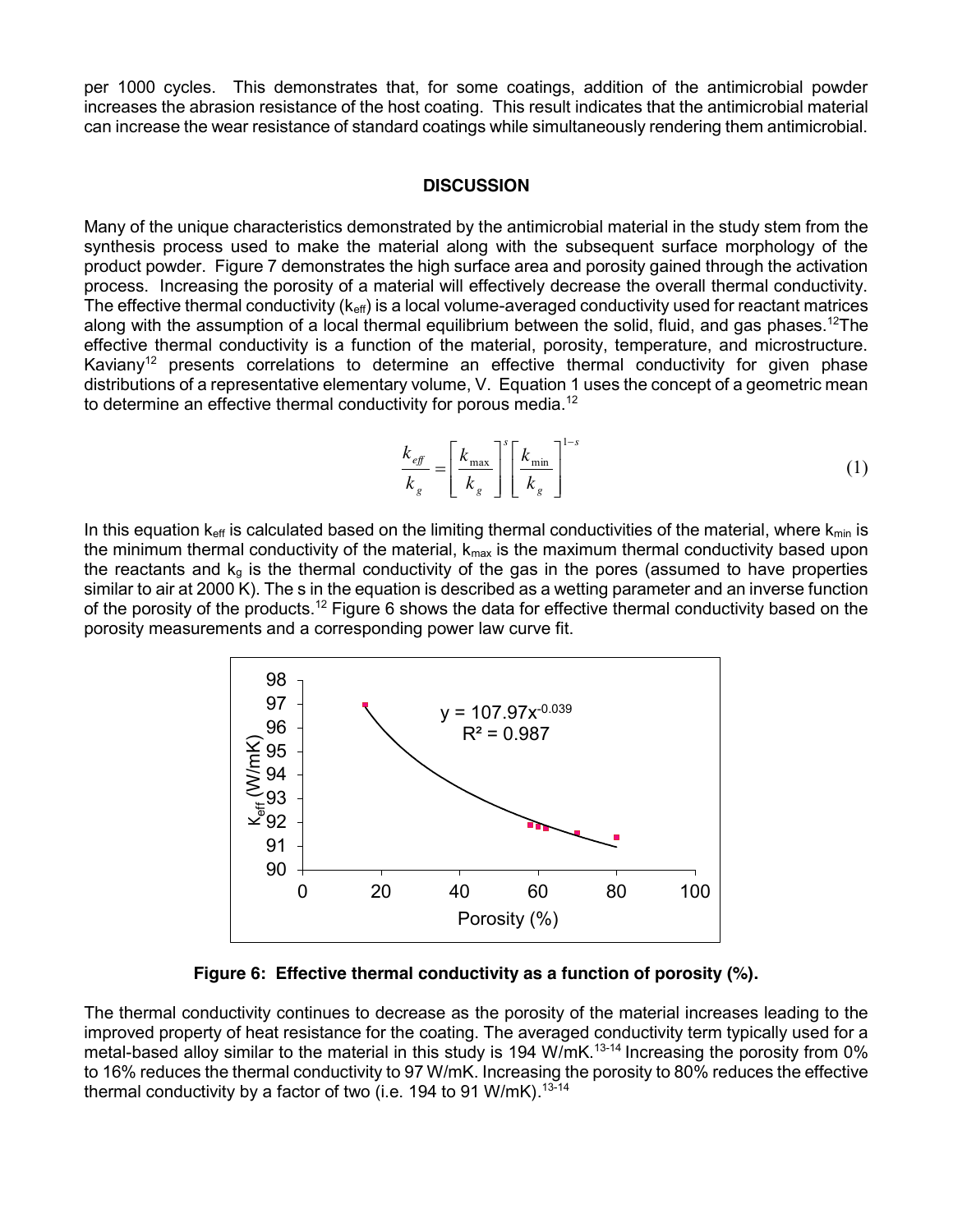per 1000 cycles. This demonstrates that, for some coatings, addition of the antimicrobial powder increases the abrasion resistance of the host coating. This result indicates that the antimicrobial material can increase the wear resistance of standard coatings while simultaneously rendering them antimicrobial.

## DISCUSSION

Many of the unique characteristics demonstrated by the antimicrobial material in the study stem from the synthesis process used to make the material along with the subsequent surface morphology of the product powder. Figure 7 demonstrates the high surface area and porosity gained through the activation process. Increasing the porosity of a material will effectively decrease the overall thermal conductivity. The effective thermal conductivity ($k_{eff}$) is a local volume-averaged conductivity used for reactant matrices along with the assumption of a local thermal equilibrium between the solid, fluid, and gas phases.[12] The effective thermal conductivity is a function of the material, porosity, temperature, and microstructure. Kaviany[12] presents correlations to determine an effective thermal conductivity for given phase distributions of a representative elementary volume, V. Equation 1 uses the concept of a geometric mean to determine an effective thermal conductivity for porous media.[12]

$$\frac{k_{eff}}{k_g} = \left[\frac{k_{\max}}{k_g}\right]^s \left[\frac{k_{\min}}{k_g}\right]^{1-s} \tag{1}$$

In this equation $k_{eff}$ is calculated based on the limiting thermal conductivities of the material, where $k_{min}$ is the minimum thermal conductivity of the material, $k_{max}$ is the maximum thermal conductivity based upon the reactants and $k_g$ is the thermal conductivity of the gas in the pores (assumed to have properties similar to air at 2000 K). The s in the equation is described as a wetting parameter and an inverse function of the porosity of the products.[12] Figure 6 shows the data for effective thermal conductivity based on the porosity measurements and a corresponding power law curve fit.

**Figure 6: Effective thermal conductivity as a function of porosity (%).**

The thermal conductivity continues to decrease as the porosity of the material increases leading to the improved property of heat resistance for the coating. The averaged conductivity term typically used for a metal-based alloy similar to the material in this study is 194 W/mK.[13-14] Increasing the porosity from 0% to 16% reduces the thermal conductivity to 97 W/mK. Increasing the porosity to 80% reduces the effective thermal conductivity by a factor of two (i.e. 194 to 91 W/mK).[13-14]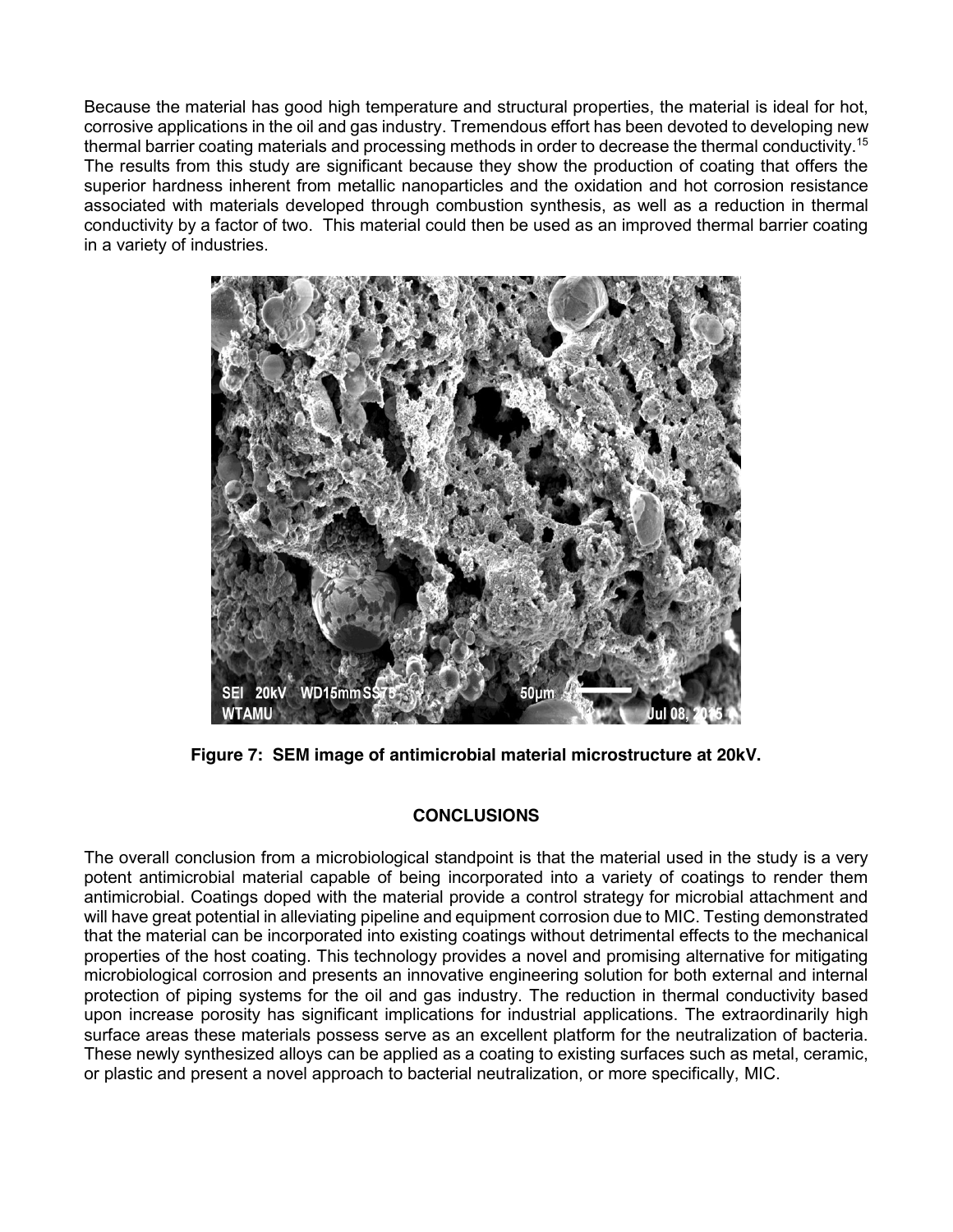Because the material has good high temperature and structural properties, the material is ideal for hot, corrosive applications in the oil and gas industry. Tremendous effort has been devoted to developing new thermal barrier coating materials and processing methods in order to decrease the thermal conductivity.[15] The results from this study are significant because they show the production of coating that offers the superior hardness inherent from metallic nanoparticles and the oxidation and hot corrosion resistance associated with materials developed through combustion synthesis, as well as a reduction in thermal conductivity by a factor of two. This material could then be used as an improved thermal barrier coating in a variety of industries.

**Figure 7: SEM image of antimicrobial material microstructure at 20kV.**

## CONCLUSIONS

The overall conclusion from a microbiological standpoint is that the material used in the study is a very potent antimicrobial material capable of being incorporated into a variety of coatings to render them antimicrobial. Coatings doped with the material provide a control strategy for microbial attachment and will have great potential in alleviating pipeline and equipment corrosion due to MIC. Testing demonstrated that the material can be incorporated into existing coatings without detrimental effects to the mechanical properties of the host coating. This technology provides a novel and promising alternative for mitigating microbiological corrosion and presents an innovative engineering solution for both external and internal protection of piping systems for the oil and gas industry. The reduction in thermal conductivity based upon increase porosity has significant implications for industrial applications. The extraordinarily high surface areas these materials possess serve as an excellent platform for the neutralization of bacteria. These newly synthesized alloys can be applied as a coating to existing surfaces such as metal, ceramic, or plastic and present a novel approach to bacterial neutralization, or more specifically, MIC.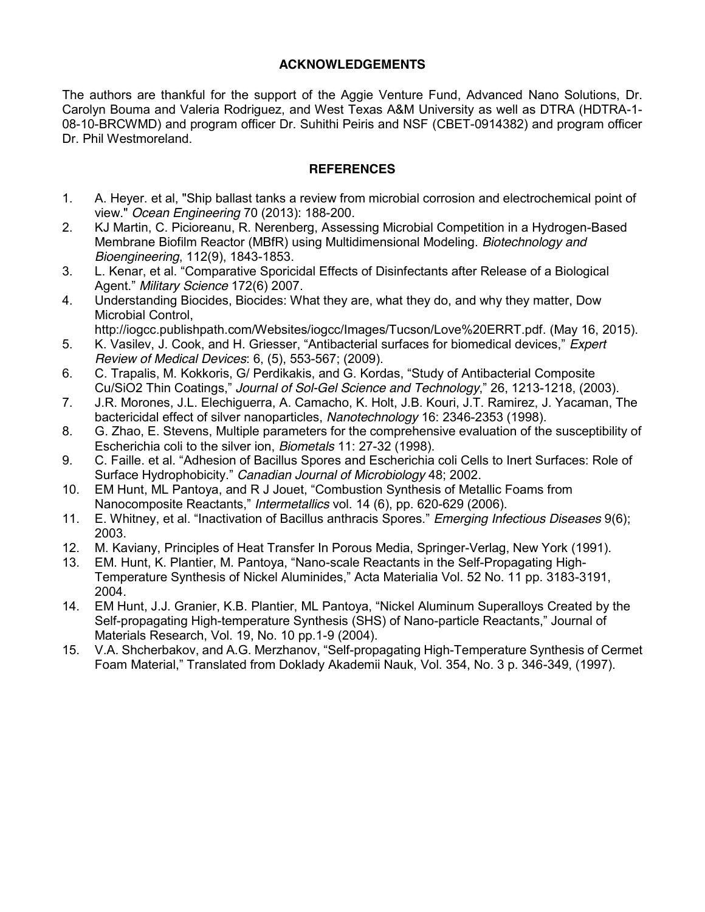## ACKNOWLEDGEMENTS

The authors are thankful for the support of the Aggie Venture Fund, Advanced Nano Solutions, Dr. Carolyn Bouma and Valeria Rodriguez, and West Texas A&M University as well as DTRA (HDTRA-1-08-10-BRCWMD) and program officer Dr. Suhithi Peiris and NSF (CBET-0914382) and program officer Dr. Phil Westmoreland.

## REFERENCES

1. A. Heyer. et al, "Ship ballast tanks a review from microbial corrosion and electrochemical point of view." *Ocean Engineering* 70 (2013): 188-200.
2. KJ Martin, C. Picioreanu, R. Nerenberg, Assessing Microbial Competition in a Hydrogen-Based Membrane Biofilm Reactor (MBfR) using Multidimensional Modeling. *Biotechnology and Bioengineering*, 112(9), 1843-1853.
3. L. Kenar, et al. "Comparative Sporicidal Effects of Disinfectants after Release of a Biological Agent." *Military Science* 172(6) 2007.
4. Understanding Biocides, Biocides: What they are, what they do, and why they matter, Dow Microbial Control, http://iogcc.publishpath.com/Websites/iogcc/Images/Tucson/Love%20ERRT.pdf. (May 16, 2015).
5. K. Vasilev, J. Cook, and H. Griesser, "Antibacterial surfaces for biomedical devices," *Expert Review of Medical Devices*: 6, (5), 553-567; (2009).
6. C. Trapalis, M. Kokkoris, G/ Perdikakis, and G. Kordas, "Study of Antibacterial Composite Cu/SiO2 Thin Coatings," *Journal of Sol-Gel Science and Technology*," 26, 1213-1218, (2003).
7. J.R. Morones, J.L. Elechiguerra, A. Camacho, K. Holt, J.B. Kouri, J.T. Ramirez, J. Yacaman, The bactericidal effect of silver nanoparticles, *Nanotechnology* 16: 2346-2353 (1998).
8. G. Zhao, E. Stevens, Multiple parameters for the comprehensive evaluation of the susceptibility of Escherichia coli to the silver ion, *Biometals* 11: 27-32 (1998).
9. C. Faille. et al. "Adhesion of Bacillus Spores and Escherichia coli Cells to Inert Surfaces: Role of Surface Hydrophobicity." *Canadian Journal of Microbiology* 48; 2002.
10. EM Hunt, ML Pantoya, and R J Jouet, "Combustion Synthesis of Metallic Foams from Nanocomposite Reactants," *Intermetallics* vol. 14 (6), pp. 620-629 (2006).
11. E. Whitney, et al. "Inactivation of Bacillus anthracis Spores." *Emerging Infectious Diseases* 9(6); 2003.
12. M. Kaviany, Principles of Heat Transfer In Porous Media, Springer-Verlag, New York (1991).
13. EM. Hunt, K. Plantier, M. Pantoya, "Nano-scale Reactants in the Self-Propagating High-Temperature Synthesis of Nickel Aluminides," Acta Materialia Vol. 52 No. 11 pp. 3183-3191, 2004.
14. EM Hunt, J.J. Granier, K.B. Plantier, ML Pantoya, "Nickel Aluminum Superalloys Created by the Self-propagating High-temperature Synthesis (SHS) of Nano-particle Reactants," Journal of Materials Research, Vol. 19, No. 10 pp.1-9 (2004).
15. V.A. Shcherbakov, and A.G. Merzhanov, "Self-propagating High-Temperature Synthesis of Cermet Foam Material," Translated from Doklady Akademii Nauk, Vol. 354, No. 3 p. 346-349, (1997).